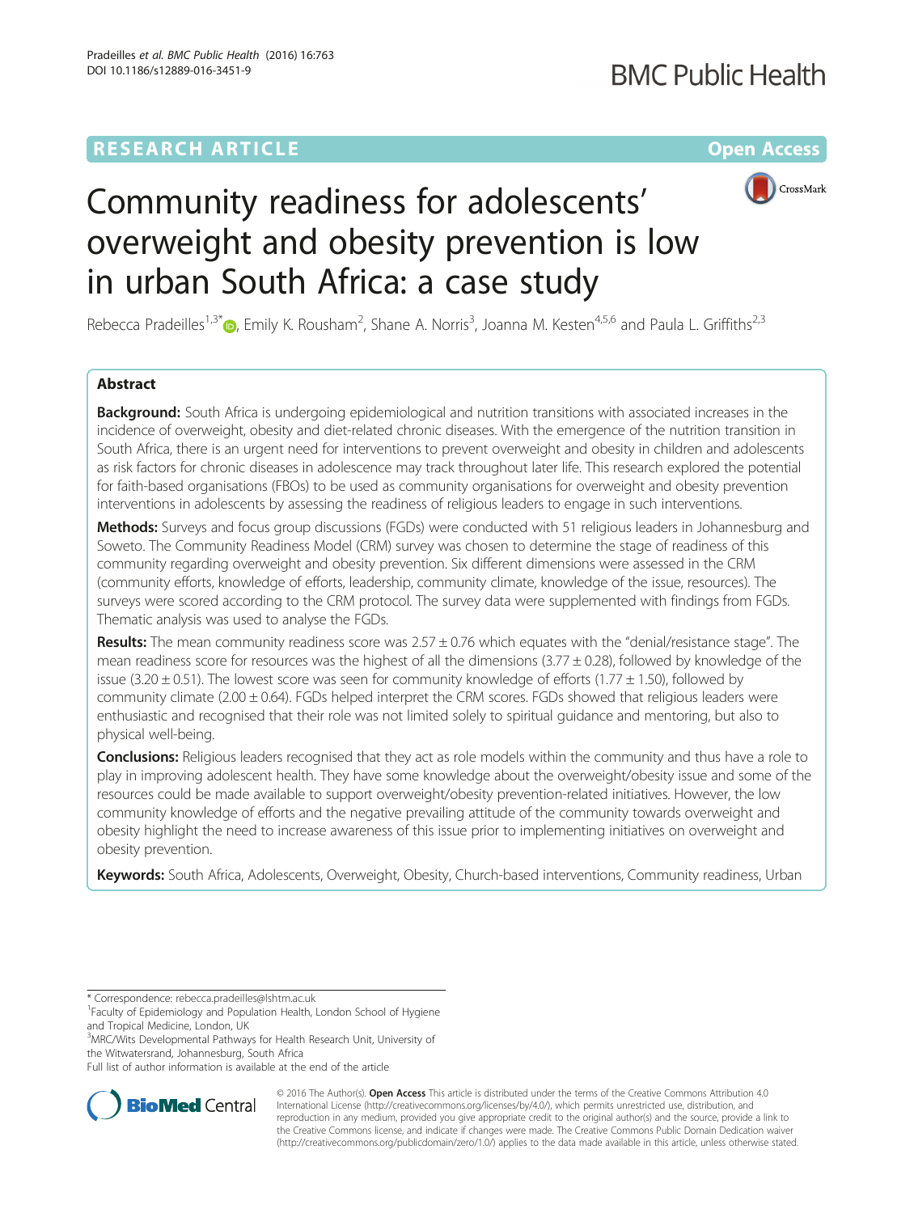RESEARCH ARTICLE

Open Access

# Community readiness for adolescents' overweight and obesity prevention is low in urban South Africa: a case study

Rebecca Pradeilles[1,3*], Emily K. Rousham[2], Shane A. Norris[3], Joanna M. Kesten[4,5,6] and Paula L. Griffiths[2,3]

## Abstract

**Background:** South Africa is undergoing epidemiological and nutrition transitions with associated increases in the incidence of overweight, obesity and diet-related chronic diseases. With the emergence of the nutrition transition in South Africa, there is an urgent need for interventions to prevent overweight and obesity in children and adolescents as risk factors for chronic diseases in adolescence may track throughout later life. This research explored the potential for faith-based organisations (FBOs) to be used as community organisations for overweight and obesity prevention interventions in adolescents by assessing the readiness of religious leaders to engage in such interventions.

**Methods:** Surveys and focus group discussions (FGDs) were conducted with 51 religious leaders in Johannesburg and Soweto. The Community Readiness Model (CRM) survey was chosen to determine the stage of readiness of this community regarding overweight and obesity prevention. Six different dimensions were assessed in the CRM (community efforts, knowledge of efforts, leadership, community climate, knowledge of the issue, resources). The surveys were scored according to the CRM protocol. The survey data were supplemented with findings from FGDs. Thematic analysis was used to analyse the FGDs.

**Results:** The mean community readiness score was $2.57 \pm 0.76$ which equates with the "denial/resistance stage". The mean readiness score for resources was the highest of all the dimensions ($3.77 \pm 0.28$), followed by knowledge of the issue ($3.20 \pm 0.51$). The lowest score was seen for community knowledge of efforts ($1.77 \pm 1.50$), followed by community climate ($2.00 \pm 0.64$). FGDs helped interpret the CRM scores. FGDs showed that religious leaders were enthusiastic and recognised that their role was not limited solely to spiritual guidance and mentoring, but also to physical well-being.

**Conclusions:** Religious leaders recognised that they act as role models within the community and thus have a role to play in improving adolescent health. They have some knowledge about the overweight/obesity issue and some of the resources could be made available to support overweight/obesity prevention-related initiatives. However, the low community knowledge of efforts and the negative prevailing attitude of the community towards overweight and obesity highlight the need to increase awareness of this issue prior to implementing initiatives on overweight and obesity prevention.

**Keywords:** South Africa, Adolescents, Overweight, Obesity, Church-based interventions, Community readiness, Urban

---

\* Correspondence: rebecca.pradeilles@lshtm.ac.uk
[1]Faculty of Epidemiology and Population Health, London School of Hygiene and Tropical Medicine, London, UK
[3]MRC/Wits Developmental Pathways for Health Research Unit, University of the Witwatersrand, Johannesburg, South Africa
Full list of author information is available at the end of the article

© 2016 The Author(s). **Open Access** This article is distributed under the terms of the Creative Commons Attribution 4.0 International License (http://creativecommons.org/licenses/by/4.0/), which permits unrestricted use, distribution, and reproduction in any medium, provided you give appropriate credit to the original author(s) and the source, provide a link to the Creative Commons license, and indicate if changes were made. The Creative Commons Public Domain Dedication waiver (http://creativecommons.org/publicdomain/zero/1.0/) applies to the data made available in this article, unless otherwise stated.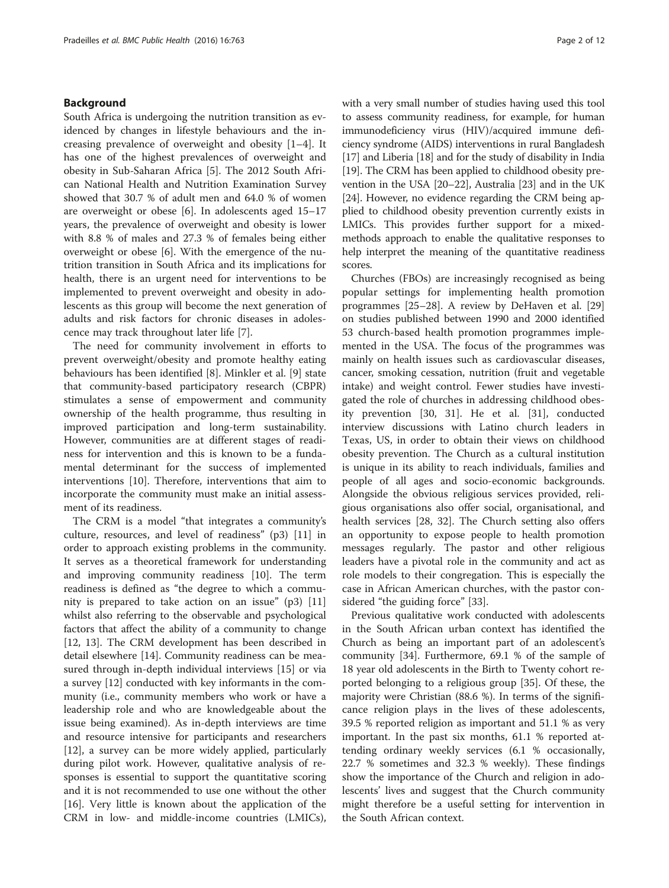## Background

South Africa is undergoing the nutrition transition as evidenced by changes in lifestyle behaviours and the increasing prevalence of overweight and obesity [1–4]. It has one of the highest prevalences of overweight and obesity in Sub-Saharan Africa [5]. The 2012 South African National Health and Nutrition Examination Survey showed that 30.7 % of adult men and 64.0 % of women are overweight or obese [6]. In adolescents aged 15–17 years, the prevalence of overweight and obesity is lower with 8.8 % of males and 27.3 % of females being either overweight or obese [6]. With the emergence of the nutrition transition in South Africa and its implications for health, there is an urgent need for interventions to be implemented to prevent overweight and obesity in adolescents as this group will become the next generation of adults and risk factors for chronic diseases in adolescence may track throughout later life [7].

The need for community involvement in efforts to prevent overweight/obesity and promote healthy eating behaviours has been identified [8]. Minkler et al. [9] state that community-based participatory research (CBPR) stimulates a sense of empowerment and community ownership of the health programme, thus resulting in improved participation and long-term sustainability. However, communities are at different stages of readiness for intervention and this is known to be a fundamental determinant for the success of implemented interventions [10]. Therefore, interventions that aim to incorporate the community must make an initial assessment of its readiness.

The CRM is a model "that integrates a community's culture, resources, and level of readiness" (p3) [11] in order to approach existing problems in the community. It serves as a theoretical framework for understanding and improving community readiness [10]. The term readiness is defined as "the degree to which a community is prepared to take action on an issue" (p3) [11] whilst also referring to the observable and psychological factors that affect the ability of a community to change [12, 13]. The CRM development has been described in detail elsewhere [14]. Community readiness can be measured through in-depth individual interviews [15] or via a survey [12] conducted with key informants in the community (i.e., community members who work or have a leadership role and who are knowledgeable about the issue being examined). As in-depth interviews are time and resource intensive for participants and researchers [12], a survey can be more widely applied, particularly during pilot work. However, qualitative analysis of responses is essential to support the quantitative scoring and it is not recommended to use one without the other [16]. Very little is known about the application of the CRM in low- and middle-income countries (LMICs), with a very small number of studies having used this tool to assess community readiness, for example, for human immunodeficiency virus (HIV)/acquired immune deficiency syndrome (AIDS) interventions in rural Bangladesh [17] and Liberia [18] and for the study of disability in India [19]. The CRM has been applied to childhood obesity prevention in the USA [20–22], Australia [23] and in the UK [24]. However, no evidence regarding the CRM being applied to childhood obesity prevention currently exists in LMICs. This provides further support for a mixed-methods approach to enable the qualitative responses to help interpret the meaning of the quantitative readiness scores.

Churches (FBOs) are increasingly recognised as being popular settings for implementing health promotion programmes [25–28]. A review by DeHaven et al. [29] on studies published between 1990 and 2000 identified 53 church-based health promotion programmes implemented in the USA. The focus of the programmes was mainly on health issues such as cardiovascular diseases, cancer, smoking cessation, nutrition (fruit and vegetable intake) and weight control. Fewer studies have investigated the role of churches in addressing childhood obesity prevention [30, 31]. He et al. [31], conducted interview discussions with Latino church leaders in Texas, US, in order to obtain their views on childhood obesity prevention. The Church as a cultural institution is unique in its ability to reach individuals, families and people of all ages and socio-economic backgrounds. Alongside the obvious religious services provided, religious organisations also offer social, organisational, and health services [28, 32]. The Church setting also offers an opportunity to expose people to health promotion messages regularly. The pastor and other religious leaders have a pivotal role in the community and act as role models to their congregation. This is especially the case in African American churches, with the pastor considered "the guiding force" [33].

Previous qualitative work conducted with adolescents in the South African urban context has identified the Church as being an important part of an adolescent's community [34]. Furthermore, 69.1 % of the sample of 18 year old adolescents in the Birth to Twenty cohort reported belonging to a religious group [35]. Of these, the majority were Christian (88.6 %). In terms of the significance religion plays in the lives of these adolescents, 39.5 % reported religion as important and 51.1 % as very important. In the past six months, 61.1 % reported attending ordinary weekly services (6.1 % occasionally, 22.7 % sometimes and 32.3 % weekly). These findings show the importance of the Church and religion in adolescents' lives and suggest that the Church community might therefore be a useful setting for intervention in the South African context.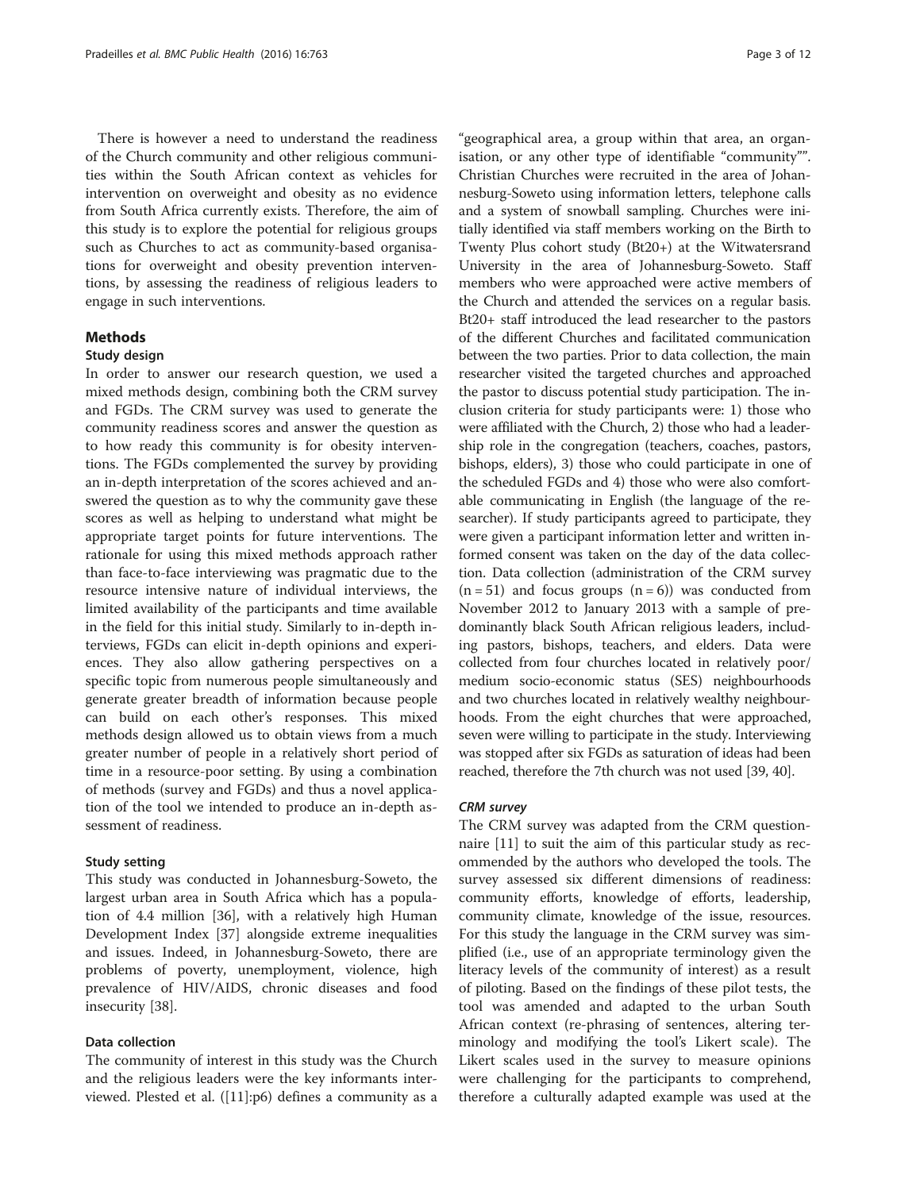There is however a need to understand the readiness of the Church community and other religious communities within the South African context as vehicles for intervention on overweight and obesity as no evidence from South Africa currently exists. Therefore, the aim of this study is to explore the potential for religious groups such as Churches to act as community-based organisations for overweight and obesity prevention interventions, by assessing the readiness of religious leaders to engage in such interventions.

## Methods

### Study design

In order to answer our research question, we used a mixed methods design, combining both the CRM survey and FGDs. The CRM survey was used to generate the community readiness scores and answer the question as to how ready this community is for obesity interventions. The FGDs complemented the survey by providing an in-depth interpretation of the scores achieved and answered the question as to why the community gave these scores as well as helping to understand what might be appropriate target points for future interventions. The rationale for using this mixed methods approach rather than face-to-face interviewing was pragmatic due to the resource intensive nature of individual interviews, the limited availability of the participants and time available in the field for this initial study. Similarly to in-depth interviews, FGDs can elicit in-depth opinions and experiences. They also allow gathering perspectives on a specific topic from numerous people simultaneously and generate greater breadth of information because people can build on each other's responses. This mixed methods design allowed us to obtain views from a much greater number of people in a relatively short period of time in a resource-poor setting. By using a combination of methods (survey and FGDs) and thus a novel application of the tool we intended to produce an in-depth assessment of readiness.

### Study setting

This study was conducted in Johannesburg-Soweto, the largest urban area in South Africa which has a population of 4.4 million [36], with a relatively high Human Development Index [37] alongside extreme inequalities and issues. Indeed, in Johannesburg-Soweto, there are problems of poverty, unemployment, violence, high prevalence of HIV/AIDS, chronic diseases and food insecurity [38].

### Data collection

The community of interest in this study was the Church and the religious leaders were the key informants interviewed. Plested et al. ([11]:p6) defines a community as a "geographical area, a group within that area, an organisation, or any other type of identifiable "community"". Christian Churches were recruited in the area of Johannesburg-Soweto using information letters, telephone calls and a system of snowball sampling. Churches were initially identified via staff members working on the Birth to Twenty Plus cohort study (Bt20+) at the Witwatersrand University in the area of Johannesburg-Soweto. Staff members who were approached were active members of the Church and attended the services on a regular basis. Bt20+ staff introduced the lead researcher to the pastors of the different Churches and facilitated communication between the two parties. Prior to data collection, the main researcher visited the targeted churches and approached the pastor to discuss potential study participation. The inclusion criteria for study participants were: 1) those who were affiliated with the Church, 2) those who had a leadership role in the congregation (teachers, coaches, pastors, bishops, elders), 3) those who could participate in one of the scheduled FGDs and 4) those who were also comfortable communicating in English (the language of the researcher). If study participants agreed to participate, they were given a participant information letter and written informed consent was taken on the day of the data collection. Data collection (administration of the CRM survey ($n = 51$) and focus groups ($n = 6$)) was conducted from November 2012 to January 2013 with a sample of predominantly black South African religious leaders, including pastors, bishops, teachers, and elders. Data were collected from four churches located in relatively poor/medium socio-economic status (SES) neighbourhoods and two churches located in relatively wealthy neighbourhoods. From the eight churches that were approached, seven were willing to participate in the study. Interviewing was stopped after six FGDs as saturation of ideas had been reached, therefore the 7th church was not used [39, 40].

#### *CRM survey*

The CRM survey was adapted from the CRM questionnaire [11] to suit the aim of this particular study as recommended by the authors who developed the tools. The survey assessed six different dimensions of readiness: community efforts, knowledge of efforts, leadership, community climate, knowledge of the issue, resources. For this study the language in the CRM survey was simplified (i.e., use of an appropriate terminology given the literacy levels of the community of interest) as a result of piloting. Based on the findings of these pilot tests, the tool was amended and adapted to the urban South African context (re-phrasing of sentences, altering terminology and modifying the tool's Likert scale). The Likert scales used in the survey to measure opinions were challenging for the participants to comprehend, therefore a culturally adapted example was used at the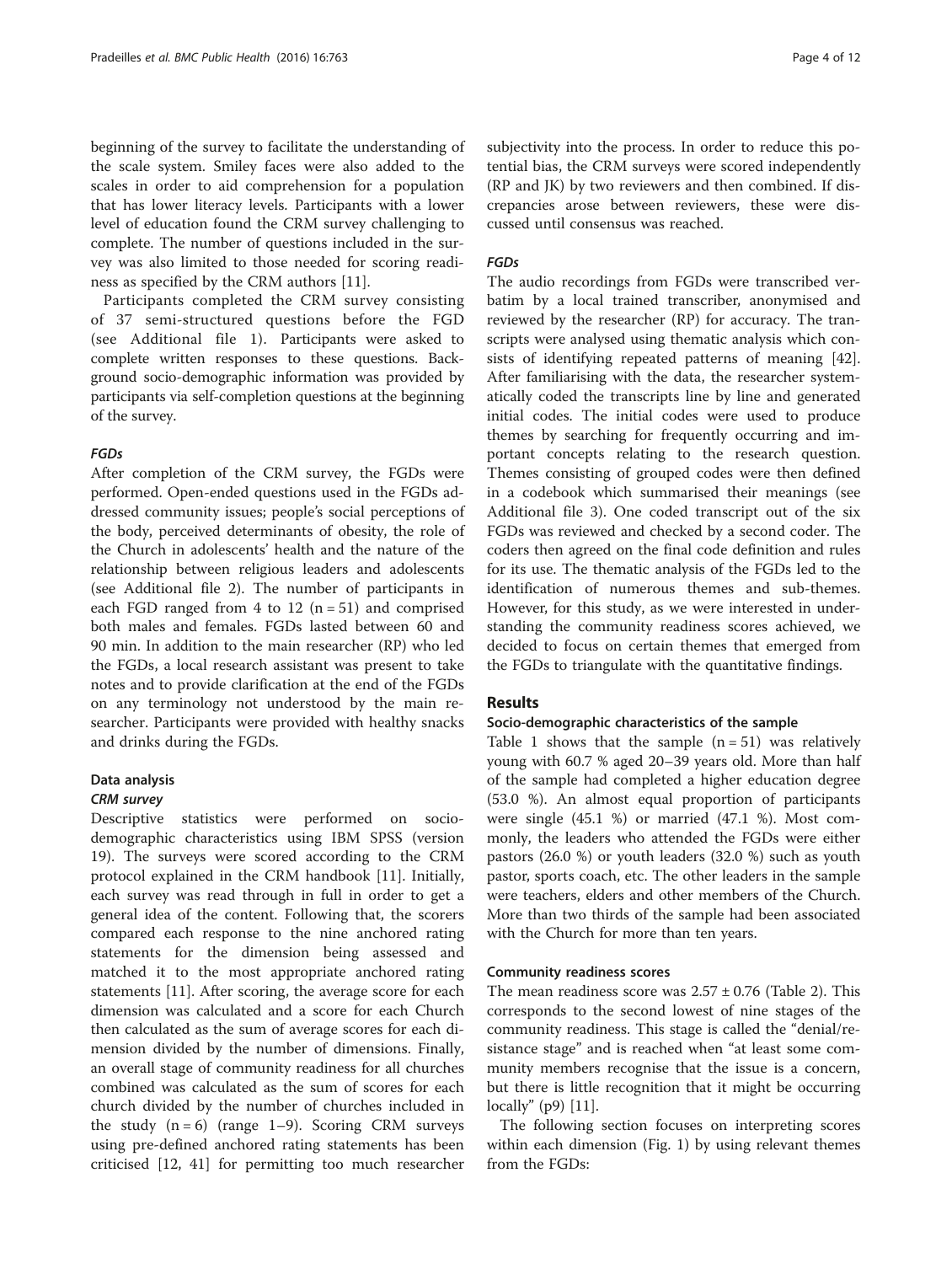beginning of the survey to facilitate the understanding of the scale system. Smiley faces were also added to the scales in order to aid comprehension for a population that has lower literacy levels. Participants with a lower level of education found the CRM survey challenging to complete. The number of questions included in the survey was also limited to those needed for scoring readiness as specified by the CRM authors [11].

Participants completed the CRM survey consisting of 37 semi-structured questions before the FGD (see Additional file 1). Participants were asked to complete written responses to these questions. Background socio-demographic information was provided by participants via self-completion questions at the beginning of the survey.

#### *FGDs*

After completion of the CRM survey, the FGDs were performed. Open-ended questions used in the FGDs addressed community issues; people's social perceptions of the body, perceived determinants of obesity, the role of the Church in adolescents' health and the nature of the relationship between religious leaders and adolescents (see Additional file 2). The number of participants in each FGD ranged from 4 to 12 (n = 51) and comprised both males and females. FGDs lasted between 60 and 90 min. In addition to the main researcher (RP) who led the FGDs, a local research assistant was present to take notes and to provide clarification at the end of the FGDs on any terminology not understood by the main researcher. Participants were provided with healthy snacks and drinks during the FGDs.

### Data analysis

#### *CRM survey*

Descriptive statistics were performed on socio-demographic characteristics using IBM SPSS (version 19). The surveys were scored according to the CRM protocol explained in the CRM handbook [11]. Initially, each survey was read through in full in order to get a general idea of the content. Following that, the scorers compared each response to the nine anchored rating statements for the dimension being assessed and matched it to the most appropriate anchored rating statements [11]. After scoring, the average score for each dimension was calculated and a score for each Church then calculated as the sum of average scores for each dimension divided by the number of dimensions. Finally, an overall stage of community readiness for all churches combined was calculated as the sum of scores for each church divided by the number of churches included in the study (n = 6) (range 1–9). Scoring CRM surveys using pre-defined anchored rating statements has been criticised [12, 41] for permitting too much researcher subjectivity into the process. In order to reduce this potential bias, the CRM surveys were scored independently (RP and JK) by two reviewers and then combined. If discrepancies arose between reviewers, these were discussed until consensus was reached.

#### *FGDs*

The audio recordings from FGDs were transcribed verbatim by a local trained transcriber, anonymised and reviewed by the researcher (RP) for accuracy. The transcripts were analysed using thematic analysis which consists of identifying repeated patterns of meaning [42]. After familiarising with the data, the researcher systematically coded the transcripts line by line and generated initial codes. The initial codes were used to produce themes by searching for frequently occurring and important concepts relating to the research question. Themes consisting of grouped codes were then defined in a codebook which summarised their meanings (see Additional file 3). One coded transcript out of the six FGDs was reviewed and checked by a second coder. The coders then agreed on the final code definition and rules for its use. The thematic analysis of the FGDs led to the identification of numerous themes and sub-themes. However, for this study, as we were interested in understanding the community readiness scores achieved, we decided to focus on certain themes that emerged from the FGDs to triangulate with the quantitative findings.

## Results

### Socio-demographic characteristics of the sample

Table 1 shows that the sample (n = 51) was relatively young with 60.7 % aged 20–39 years old. More than half of the sample had completed a higher education degree (53.0 %). An almost equal proportion of participants were single (45.1 %) or married (47.1 %). Most commonly, the leaders who attended the FGDs were either pastors (26.0 %) or youth leaders (32.0 %) such as youth pastor, sports coach, etc. The other leaders in the sample were teachers, elders and other members of the Church. More than two thirds of the sample had been associated with the Church for more than ten years.

### Community readiness scores

The mean readiness score was 2.57 ± 0.76 (Table 2). This corresponds to the second lowest of nine stages of the community readiness. This stage is called the "denial/resistance stage" and is reached when "at least some community members recognise that the issue is a concern, but there is little recognition that it might be occurring locally" (p9) [11].

The following section focuses on interpreting scores within each dimension (Fig. 1) by using relevant themes from the FGDs: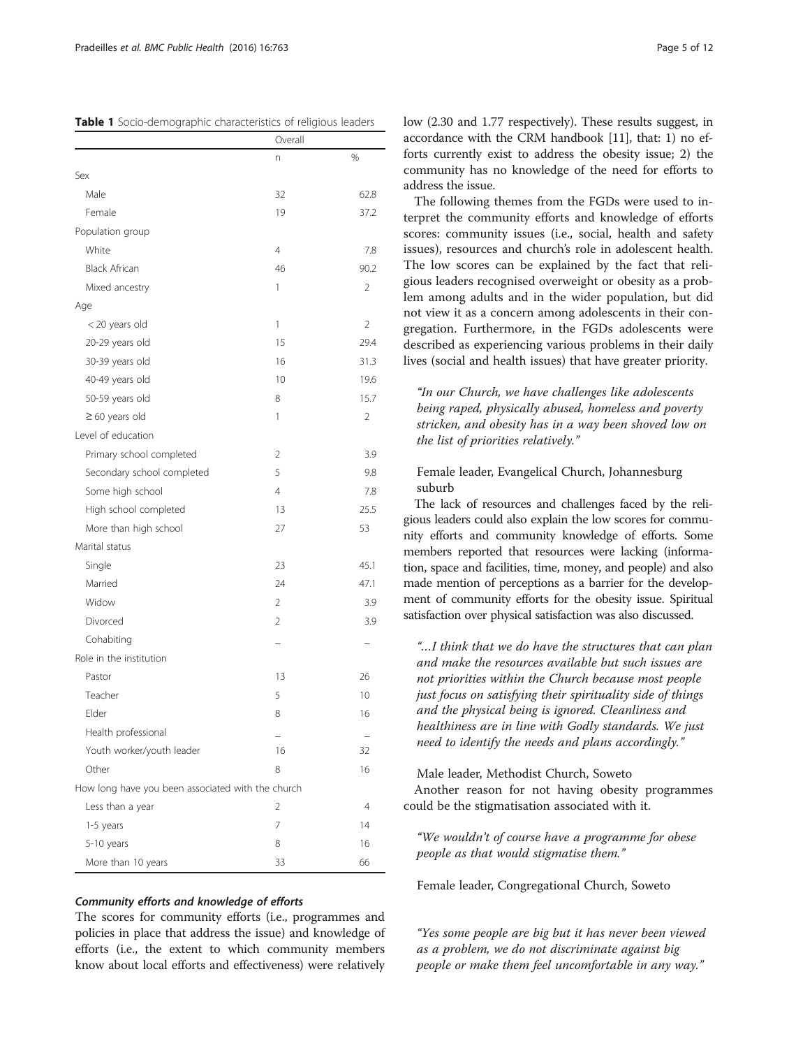**Table 1** Socio-demographic characteristics of religious leaders

| | Overall | |
|---|---|---|
| | n | % |
| Sex | | |
| Male | 32 | 62.8 |
| Female | 19 | 37.2 |
| Population group | | |
| White | 4 | 7.8 |
| Black African | 46 | 90.2 |
| Mixed ancestry | 1 | 2 |
| Age | | |
| < 20 years old | 1 | 2 |
| 20-29 years old | 15 | 29.4 |
| 30-39 years old | 16 | 31.3 |
| 40-49 years old | 10 | 19.6 |
| 50-59 years old | 8 | 15.7 |
| ≥ 60 years old | 1 | 2 |
| Level of education | | |
| Primary school completed | 2 | 3.9 |
| Secondary school completed | 5 | 9.8 |
| Some high school | 4 | 7.8 |
| High school completed | 13 | 25.5 |
| More than high school | 27 | 53 |
| Marital status | | |
| Single | 23 | 45.1 |
| Married | 24 | 47.1 |
| Widow | 2 | 3.9 |
| Divorced | 2 | 3.9 |
| Cohabiting | – | – |
| Role in the institution | | |
| Pastor | 13 | 26 |
| Teacher | 5 | 10 |
| Elder | 8 | 16 |
| Health professional | – | – |
| Youth worker/youth leader | 16 | 32 |
| Other | 8 | 16 |
| How long have you been associated with the church | | |
| Less than a year | 2 | 4 |
| 1-5 years | 7 | 14 |
| 5-10 years | 8 | 16 |
| More than 10 years | 33 | 66 |

#### *Community efforts and knowledge of efforts*

The scores for community efforts (i.e., programmes and policies in place that address the issue) and knowledge of efforts (i.e., the extent to which community members know about local efforts and effectiveness) were relatively low (2.30 and 1.77 respectively). These results suggest, in accordance with the CRM handbook [11], that: 1) no efforts currently exist to address the obesity issue; 2) the community has no knowledge of the need for efforts to address the issue.

The following themes from the FGDs were used to interpret the community efforts and knowledge of efforts scores: community issues (i.e., social, health and safety issues), resources and church's role in adolescent health. The low scores can be explained by the fact that religious leaders recognised overweight or obesity as a problem among adults and in the wider population, but did not view it as a concern among adolescents in their congregation. Furthermore, in the FGDs adolescents were described as experiencing various problems in their daily lives (social and health issues) that have greater priority.

> *"In our Church, we have challenges like adolescents being raped, physically abused, homeless and poverty stricken, and obesity has in a way been shoved low on the list of priorities relatively."*
>
> Female leader, Evangelical Church, Johannesburg suburb

The lack of resources and challenges faced by the religious leaders could also explain the low scores for community efforts and community knowledge of efforts. Some members reported that resources were lacking (information, space and facilities, time, money, and people) and also made mention of perceptions as a barrier for the development of community efforts for the obesity issue. Spiritual satisfaction over physical satisfaction was also discussed.

> *"…I think that we do have the structures that can plan and make the resources available but such issues are not priorities within the Church because most people just focus on satisfying their spirituality side of things and the physical being is ignored. Cleanliness and healthiness are in line with Godly standards. We just need to identify the needs and plans accordingly."*
>
> Male leader, Methodist Church, Soweto

Another reason for not having obesity programmes could be the stigmatisation associated with it.

> *"We wouldn't of course have a programme for obese people as that would stigmatise them."*
>
> Female leader, Congregational Church, Soweto

> *"Yes some people are big but it has never been viewed as a problem, we do not discriminate against big people or make them feel uncomfortable in any way."*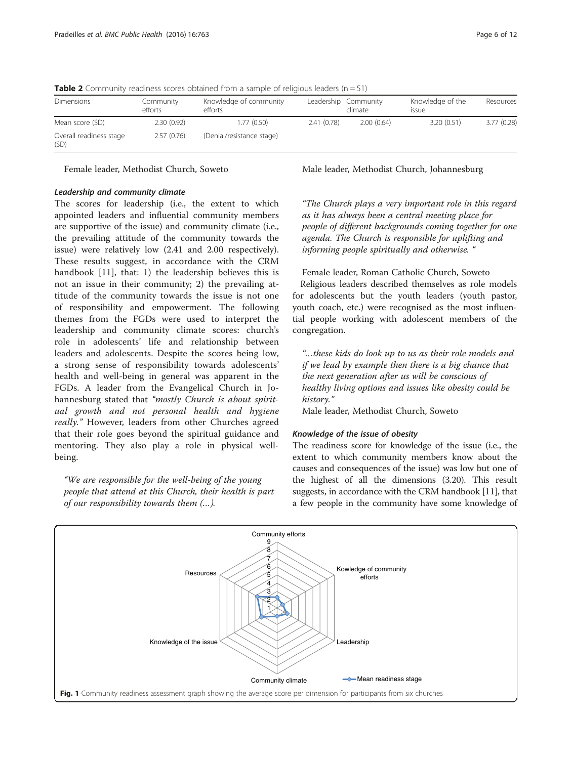**Table 2** Community readiness scores obtained from a sample of religious leaders (n = 51)

| Dimensions | Community efforts | Knowledge of community efforts | Leadership | Community climate | Knowledge of the issue | Resources |
|---|---|---|---|---|---|---|
| Mean score (SD) | 2.30 (0.92) | 1.77 (0.50) | 2.41 (0.78) | 2.00 (0.64) | 3.20 (0.51) | 3.77 (0.28) |
| Overall readiness stage (SD) | 2.57 (0.76) | (Denial/resistance stage) | | | | |

Female leader, Methodist Church, Soweto

#### Leadership and community climate

The scores for leadership (i.e., the extent to which appointed leaders and influential community members are supportive of the issue) and community climate (i.e., the prevailing attitude of the community towards the issue) were relatively low (2.41 and 2.00 respectively). These results suggest, in accordance with the CRM handbook [11], that: 1) the leadership believes this is not an issue in their community; 2) the prevailing attitude of the community towards the issue is not one of responsibility and empowerment. The following themes from the FGDs were used to interpret the leadership and community climate scores: church's role in adolescents' life and relationship between leaders and adolescents. Despite the scores being low, a strong sense of responsibility towards adolescents' health and well-being in general was apparent in the FGDs. A leader from the Evangelical Church in Johannesburg stated that *"mostly Church is about spiritual growth and not personal health and hygiene really."* However, leaders from other Churches agreed that their role goes beyond the spiritual guidance and mentoring. They also play a role in physical well-being.

> *"We are responsible for the well-being of the young people that attend at this Church, their health is part of our responsibility towards them (…).*

Male leader, Methodist Church, Johannesburg

> *"The Church plays a very important role in this regard as it has always been a central meeting place for people of different backgrounds coming together for one agenda. The Church is responsible for uplifting and informing people spiritually and otherwise. "*

Female leader, Roman Catholic Church, Soweto

Religious leaders described themselves as role models for adolescents but the youth leaders (youth pastor, youth coach, etc.) were recognised as the most influential people working with adolescent members of the congregation.

> *"…these kids do look up to us as their role models and if we lead by example then there is a big chance that the next generation after us will be conscious of healthy living options and issues like obesity could be history."*

Male leader, Methodist Church, Soweto

#### Knowledge of the issue of obesity

The readiness score for knowledge of the issue (i.e., the extent to which community members know about the causes and consequences of the issue) was low but one of the highest of all the dimensions (3.20). This result suggests, in accordance with the CRM handbook [11], that a few people in the community have some knowledge of

**Fig. 1** Community readiness assessment graph showing the average score per dimension for participants from six churches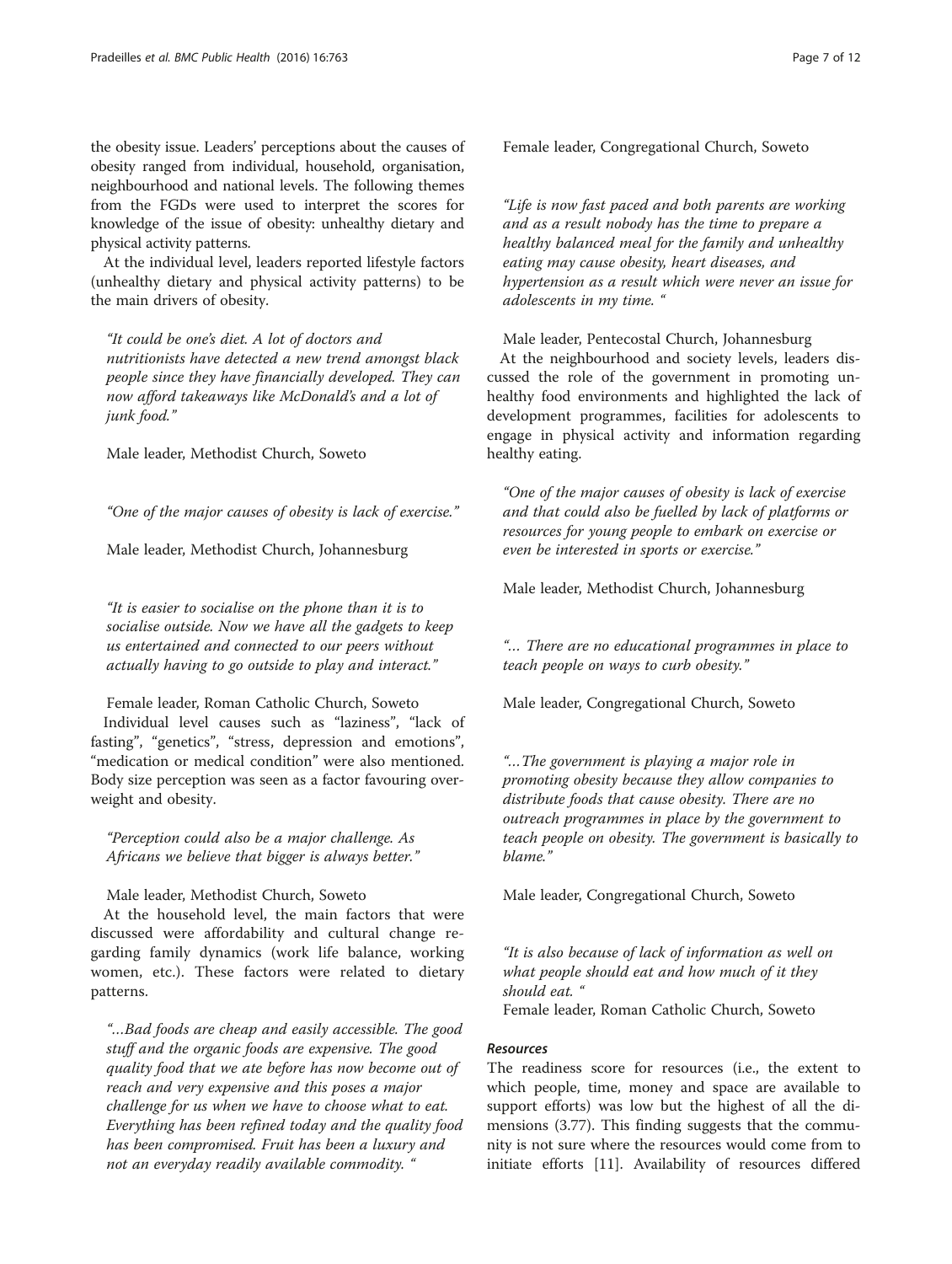the obesity issue. Leaders' perceptions about the causes of obesity ranged from individual, household, organisation, neighbourhood and national levels. The following themes from the FGDs were used to interpret the scores for knowledge of the issue of obesity: unhealthy dietary and physical activity patterns.

At the individual level, leaders reported lifestyle factors (unhealthy dietary and physical activity patterns) to be the main drivers of obesity.

> *"It could be one's diet. A lot of doctors and nutritionists have detected a new trend amongst black people since they have financially developed. They can now afford takeaways like McDonald's and a lot of junk food."*
>
> Male leader, Methodist Church, Soweto

> *"One of the major causes of obesity is lack of exercise."*
>
> Male leader, Methodist Church, Johannesburg

> *"It is easier to socialise on the phone than it is to socialise outside. Now we have all the gadgets to keep us entertained and connected to our peers without actually having to go outside to play and interact."*
>
> Female leader, Roman Catholic Church, Soweto

Individual level causes such as "laziness", "lack of fasting", "genetics", "stress, depression and emotions", "medication or medical condition" were also mentioned. Body size perception was seen as a factor favouring overweight and obesity.

> *"Perception could also be a major challenge. As Africans we believe that bigger is always better."*
>
> Male leader, Methodist Church, Soweto

At the household level, the main factors that were discussed were affordability and cultural change regarding family dynamics (work life balance, working women, etc.). These factors were related to dietary patterns.

> *"…Bad foods are cheap and easily accessible. The good stuff and the organic foods are expensive. The good quality food that we ate before has now become out of reach and very expensive and this poses a major challenge for us when we have to choose what to eat. Everything has been refined today and the quality food has been compromised. Fruit has been a luxury and not an everyday readily available commodity. "*
>
> Female leader, Congregational Church, Soweto

> *"Life is now fast paced and both parents are working and as a result nobody has the time to prepare a healthy balanced meal for the family and unhealthy eating may cause obesity, heart diseases, and hypertension as a result which were never an issue for adolescents in my time. "*
>
> Male leader, Pentecostal Church, Johannesburg

At the neighbourhood and society levels, leaders discussed the role of the government in promoting unhealthy food environments and highlighted the lack of development programmes, facilities for adolescents to engage in physical activity and information regarding healthy eating.

> *"One of the major causes of obesity is lack of exercise and that could also be fuelled by lack of platforms or resources for young people to embark on exercise or even be interested in sports or exercise."*
>
> Male leader, Methodist Church, Johannesburg

> *"… There are no educational programmes in place to teach people on ways to curb obesity."*
>
> Male leader, Congregational Church, Soweto

> *"…The government is playing a major role in promoting obesity because they allow companies to distribute foods that cause obesity. There are no outreach programmes in place by the government to teach people on obesity. The government is basically to blame."*
>
> Male leader, Congregational Church, Soweto

> *"It is also because of lack of information as well on what people should eat and how much of it they should eat. "*
>
> Female leader, Roman Catholic Church, Soweto

#### *Resources*

The readiness score for resources (i.e., the extent to which people, time, money and space are available to support efforts) was low but the highest of all the dimensions (3.77). This finding suggests that the community is not sure where the resources would come from to initiate efforts [11]. Availability of resources differed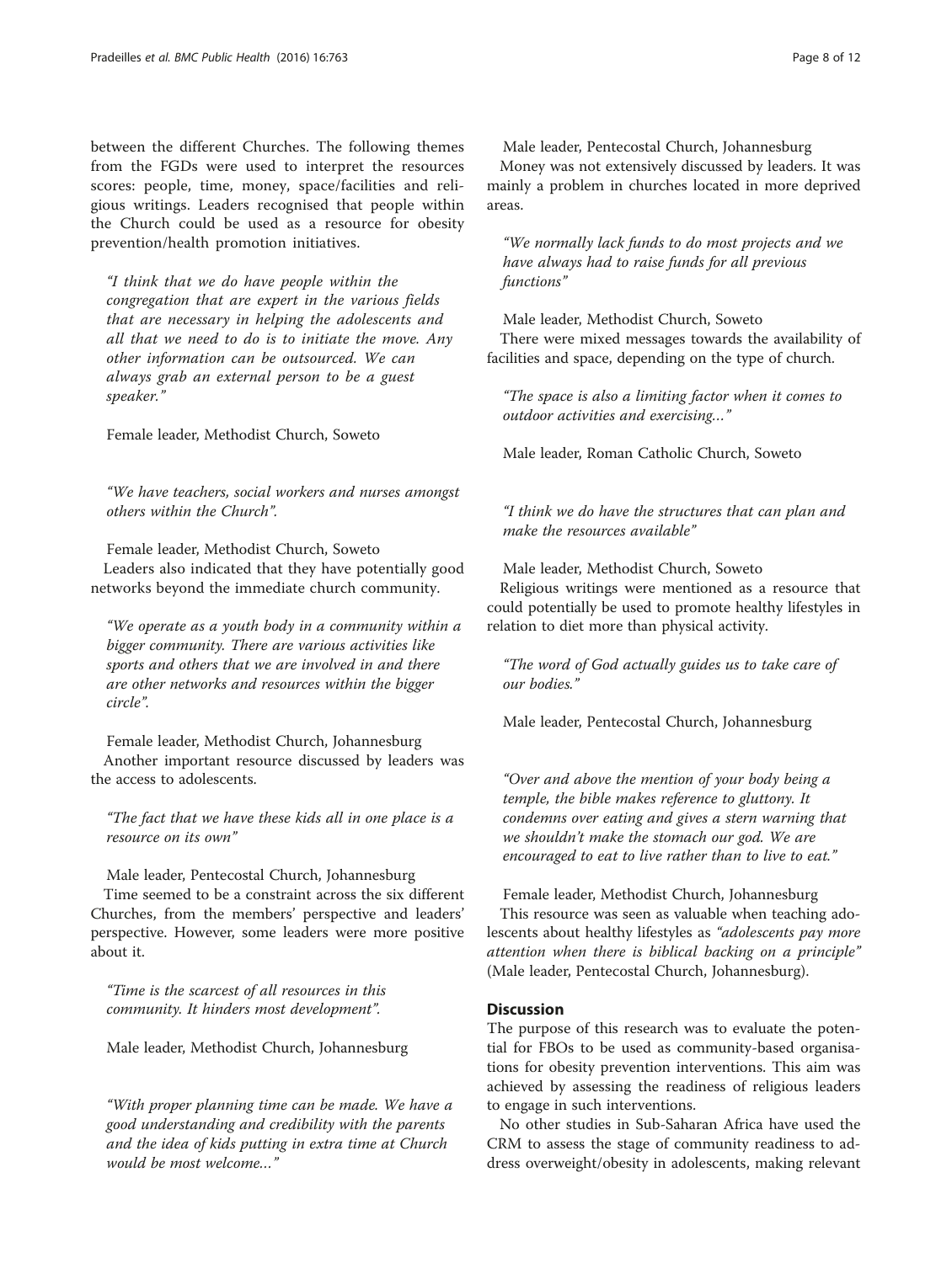between the different Churches. The following themes from the FGDs were used to interpret the resources scores: people, time, money, space/facilities and religious writings. Leaders recognised that people within the Church could be used as a resource for obesity prevention/health promotion initiatives.

> *"I think that we do have people within the congregation that are expert in the various fields that are necessary in helping the adolescents and all that we need to do is to initiate the move. Any other information can be outsourced. We can always grab an external person to be a guest speaker."*
>
> Female leader, Methodist Church, Soweto

> *"We have teachers, social workers and nurses amongst others within the Church".*
>
> Female leader, Methodist Church, Soweto

Leaders also indicated that they have potentially good networks beyond the immediate church community.

> *"We operate as a youth body in a community within a bigger community. There are various activities like sports and others that we are involved in and there are other networks and resources within the bigger circle".*
>
> Female leader, Methodist Church, Johannesburg

Another important resource discussed by leaders was the access to adolescents.

> *"The fact that we have these kids all in one place is a resource on its own"*
>
> Male leader, Pentecostal Church, Johannesburg

Time seemed to be a constraint across the six different Churches, from the members' perspective and leaders' perspective. However, some leaders were more positive about it.

> *"Time is the scarcest of all resources in this community. It hinders most development".*
>
> Male leader, Methodist Church, Johannesburg

> *"With proper planning time can be made. We have a good understanding and credibility with the parents and the idea of kids putting in extra time at Church would be most welcome…"*
>
> Male leader, Pentecostal Church, Johannesburg

Money was not extensively discussed by leaders. It was mainly a problem in churches located in more deprived areas.

> *"We normally lack funds to do most projects and we have always had to raise funds for all previous functions"*
>
> Male leader, Methodist Church, Soweto

There were mixed messages towards the availability of facilities and space, depending on the type of church.

> *"The space is also a limiting factor when it comes to outdoor activities and exercising…"*
>
> Male leader, Roman Catholic Church, Soweto

> *"I think we do have the structures that can plan and make the resources available"*
>
> Male leader, Methodist Church, Soweto

Religious writings were mentioned as a resource that could potentially be used to promote healthy lifestyles in relation to diet more than physical activity.

> *"The word of God actually guides us to take care of our bodies."*
>
> Male leader, Pentecostal Church, Johannesburg

> *"Over and above the mention of your body being a temple, the bible makes reference to gluttony. It condemns over eating and gives a stern warning that we shouldn't make the stomach our god. We are encouraged to eat to live rather than to live to eat."*
>
> Female leader, Methodist Church, Johannesburg

This resource was seen as valuable when teaching adolescents about healthy lifestyles as *"adolescents pay more attention when there is biblical backing on a principle"* (Male leader, Pentecostal Church, Johannesburg).

## Discussion

The purpose of this research was to evaluate the potential for FBOs to be used as community-based organisations for obesity prevention interventions. This aim was achieved by assessing the readiness of religious leaders to engage in such interventions.

No other studies in Sub-Saharan Africa have used the CRM to assess the stage of community readiness to address overweight/obesity in adolescents, making relevant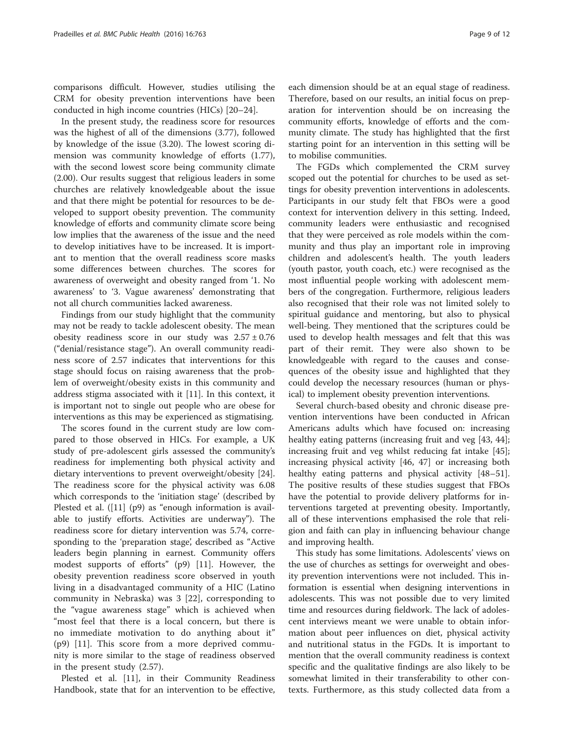comparisons difficult. However, studies utilising the CRM for obesity prevention interventions have been conducted in high income countries (HICs) [20–24].

In the present study, the readiness score for resources was the highest of all of the dimensions (3.77), followed by knowledge of the issue (3.20). The lowest scoring dimension was community knowledge of efforts (1.77), with the second lowest score being community climate (2.00). Our results suggest that religious leaders in some churches are relatively knowledgeable about the issue and that there might be potential for resources to be developed to support obesity prevention. The community knowledge of efforts and community climate score being low implies that the awareness of the issue and the need to develop initiatives have to be increased. It is important to mention that the overall readiness score masks some differences between churches. The scores for awareness of overweight and obesity ranged from '1. No awareness' to '3. Vague awareness' demonstrating that not all church communities lacked awareness.

Findings from our study highlight that the community may not be ready to tackle adolescent obesity. The mean obesity readiness score in our study was $2.57 \pm 0.76$ ("denial/resistance stage"). An overall community readiness score of 2.57 indicates that interventions for this stage should focus on raising awareness that the problem of overweight/obesity exists in this community and address stigma associated with it [11]. In this context, it is important not to single out people who are obese for interventions as this may be experienced as stigmatising.

The scores found in the current study are low compared to those observed in HICs. For example, a UK study of pre-adolescent girls assessed the community's readiness for implementing both physical activity and dietary interventions to prevent overweight/obesity [24]. The readiness score for the physical activity was 6.08 which corresponds to the 'initiation stage' (described by Plested et al. ([11] (p9) as "enough information is available to justify efforts. Activities are underway"). The readiness score for dietary intervention was 5.74, corresponding to the 'preparation stage', described as "Active leaders begin planning in earnest. Community offers modest supports of efforts" (p9) [11]. However, the obesity prevention readiness score observed in youth living in a disadvantaged community of a HIC (Latino community in Nebraska) was 3 [22], corresponding to the "vague awareness stage" which is achieved when "most feel that there is a local concern, but there is no immediate motivation to do anything about it" (p9) [11]. This score from a more deprived community is more similar to the stage of readiness observed in the present study (2.57).

Plested et al. [11], in their Community Readiness Handbook, state that for an intervention to be effective, each dimension should be at an equal stage of readiness. Therefore, based on our results, an initial focus on preparation for intervention should be on increasing the community efforts, knowledge of efforts and the community climate. The study has highlighted that the first starting point for an intervention in this setting will be to mobilise communities.

The FGDs which complemented the CRM survey scoped out the potential for churches to be used as settings for obesity prevention interventions in adolescents. Participants in our study felt that FBOs were a good context for intervention delivery in this setting. Indeed, community leaders were enthusiastic and recognised that they were perceived as role models within the community and thus play an important role in improving children and adolescent's health. The youth leaders (youth pastor, youth coach, etc.) were recognised as the most influential people working with adolescent members of the congregation. Furthermore, religious leaders also recognised that their role was not limited solely to spiritual guidance and mentoring, but also to physical well-being. They mentioned that the scriptures could be used to develop health messages and felt that this was part of their remit. They were also shown to be knowledgeable with regard to the causes and consequences of the obesity issue and highlighted that they could develop the necessary resources (human or physical) to implement obesity prevention interventions.

Several church-based obesity and chronic disease prevention interventions have been conducted in African Americans adults which have focused on: increasing healthy eating patterns (increasing fruit and veg [43, 44]; increasing fruit and veg whilst reducing fat intake [45]; increasing physical activity [46, 47] or increasing both healthy eating patterns and physical activity [48–51]. The positive results of these studies suggest that FBOs have the potential to provide delivery platforms for interventions targeted at preventing obesity. Importantly, all of these interventions emphasised the role that religion and faith can play in influencing behaviour change and improving health.

This study has some limitations. Adolescents' views on the use of churches as settings for overweight and obesity prevention interventions were not included. This information is essential when designing interventions in adolescents. This was not possible due to very limited time and resources during fieldwork. The lack of adolescent interviews meant we were unable to obtain information about peer influences on diet, physical activity and nutritional status in the FGDs. It is important to mention that the overall community readiness is context specific and the qualitative findings are also likely to be somewhat limited in their transferability to other contexts. Furthermore, as this study collected data from a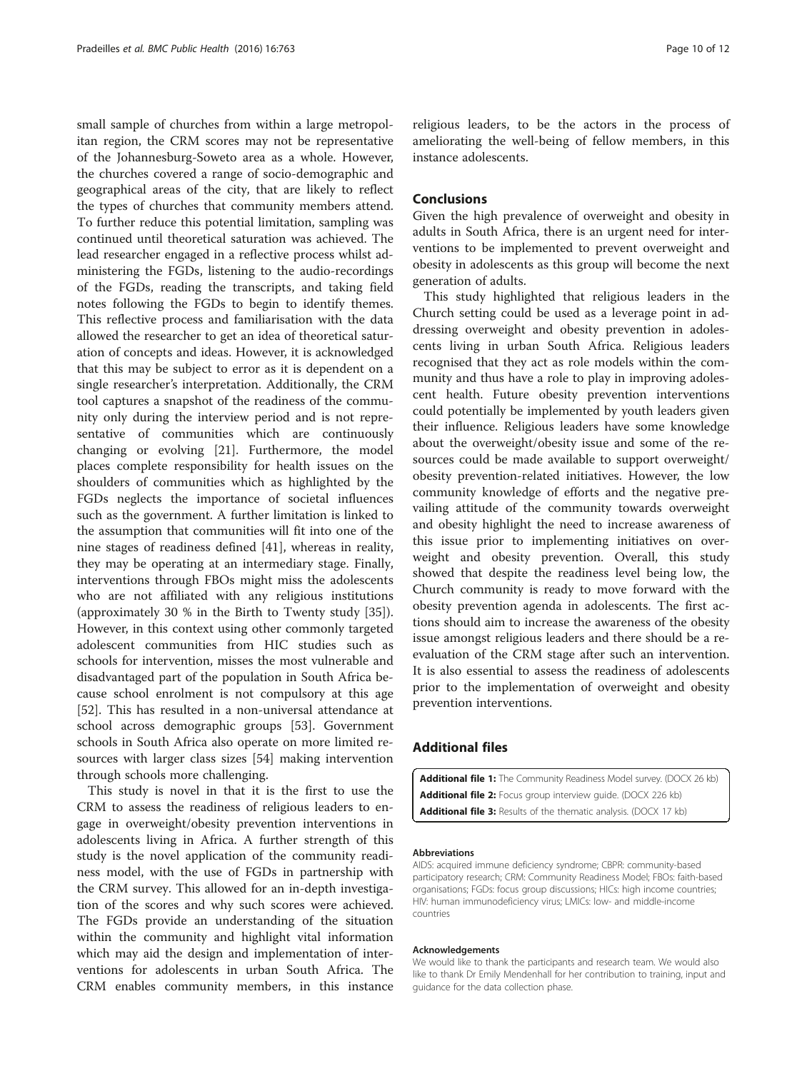small sample of churches from within a large metropolitan region, the CRM scores may not be representative of the Johannesburg-Soweto area as a whole. However, the churches covered a range of socio-demographic and geographical areas of the city, that are likely to reflect the types of churches that community members attend. To further reduce this potential limitation, sampling was continued until theoretical saturation was achieved. The lead researcher engaged in a reflective process whilst administering the FGDs, listening to the audio-recordings of the FGDs, reading the transcripts, and taking field notes following the FGDs to begin to identify themes. This reflective process and familiarisation with the data allowed the researcher to get an idea of theoretical saturation of concepts and ideas. However, it is acknowledged that this may be subject to error as it is dependent on a single researcher's interpretation. Additionally, the CRM tool captures a snapshot of the readiness of the community only during the interview period and is not representative of communities which are continuously changing or evolving [21]. Furthermore, the model places complete responsibility for health issues on the shoulders of communities which as highlighted by the FGDs neglects the importance of societal influences such as the government. A further limitation is linked to the assumption that communities will fit into one of the nine stages of readiness defined [41], whereas in reality, they may be operating at an intermediary stage. Finally, interventions through FBOs might miss the adolescents who are not affiliated with any religious institutions (approximately 30 % in the Birth to Twenty study [35]). However, in this context using other commonly targeted adolescent communities from HIC studies such as schools for intervention, misses the most vulnerable and disadvantaged part of the population in South Africa because school enrolment is not compulsory at this age [52]. This has resulted in a non-universal attendance at school across demographic groups [53]. Government schools in South Africa also operate on more limited resources with larger class sizes [54] making intervention through schools more challenging.

This study is novel in that it is the first to use the CRM to assess the readiness of religious leaders to engage in overweight/obesity prevention interventions in adolescents living in Africa. A further strength of this study is the novel application of the community readiness model, with the use of FGDs in partnership with the CRM survey. This allowed for an in-depth investigation of the scores and why such scores were achieved. The FGDs provide an understanding of the situation within the community and highlight vital information which may aid the design and implementation of interventions for adolescents in urban South Africa. The CRM enables community members, in this instance religious leaders, to be the actors in the process of ameliorating the well-being of fellow members, in this instance adolescents.

## Conclusions

Given the high prevalence of overweight and obesity in adults in South Africa, there is an urgent need for interventions to be implemented to prevent overweight and obesity in adolescents as this group will become the next generation of adults.

This study highlighted that religious leaders in the Church setting could be used as a leverage point in addressing overweight and obesity prevention in adolescents living in urban South Africa. Religious leaders recognised that they act as role models within the community and thus have a role to play in improving adolescent health. Future obesity prevention interventions could potentially be implemented by youth leaders given their influence. Religious leaders have some knowledge about the overweight/obesity issue and some of the resources could be made available to support overweight/obesity prevention-related initiatives. However, the low community knowledge of efforts and the negative prevailing attitude of the community towards overweight and obesity highlight the need to increase awareness of this issue prior to implementing initiatives on overweight and obesity prevention. Overall, this study showed that despite the readiness level being low, the Church community is ready to move forward with the obesity prevention agenda in adolescents. The first actions should aim to increase the awareness of the obesity issue amongst religious leaders and there should be a re-evaluation of the CRM stage after such an intervention. It is also essential to assess the readiness of adolescents prior to the implementation of overweight and obesity prevention interventions.

## Additional files

**Additional file 1:** The Community Readiness Model survey. (DOCX 26 kb)

**Additional file 2:** Focus group interview guide. (DOCX 226 kb)

**Additional file 3:** Results of the thematic analysis. (DOCX 17 kb)

#### Abbreviations

AIDS: acquired immune deficiency syndrome; CBPR: community-based participatory research; CRM: Community Readiness Model; FBOs: faith-based organisations; FGDs: focus group discussions; HICs: high income countries; HIV: human immunodeficiency virus; LMICs: low- and middle-income countries

#### Acknowledgements

We would like to thank the participants and research team. We would also like to thank Dr Emily Mendenhall for her contribution to training, input and guidance for the data collection phase.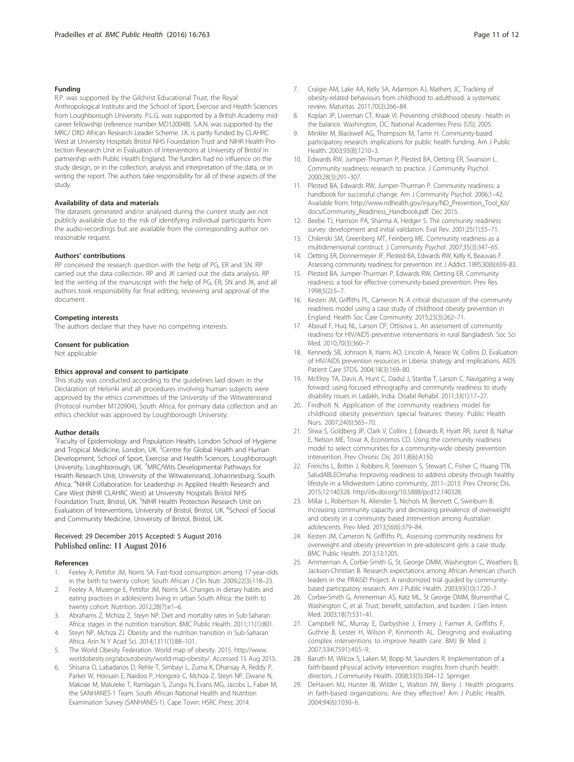### Funding

R.P. was supported by the Gilchrist Educational Trust, the Royal Anthropological Institute and the School of Sport, Exercise and Health Sciences from Loughborough University. P.L.G. was supported by a British Academy mid-career fellowship (reference number MD120048). S.A.N. was supported by the MRC/ DfID African Research Leader Scheme. J.K. is partly funded by CLAHRC West at University Hospitals Bristol NHS Foundation Trust and NIHR Health Protection Research Unit in Evaluation of Interventions at University of Bristol in partnership with Public Health England. The funders had no influence on the study design, or in the collection, analysis and interpretation of the data, or in writing the report. The authors take responsibility for all of these aspects of the study.

### Availability of data and materials

The datasets generated and/or analysed during the current study are not publicly available due to the risk of identifying individual participants from the audio-recordings but are available from the corresponding author on reasonable request.

### Authors' contributions

RP conceived the research question with the help of PG, ER and SN. RP carried out the data collection. RP and JK carried out the data analysis. RP led the writing of the manuscript with the help of PG, ER, SN and JK, and all authors took responsibility for final editing, reviewing and approval of the document.

### Competing interests

The authors declare that they have no competing interests.

### Consent for publication

Not applicable

### Ethics approval and consent to participate

This study was conducted according to the guidelines laid down in the Declaration of Helsinki and all procedures involving human subjects were approved by the ethics committees of the University of the Witwatersrand (Protocol number M120904), South Africa, for primary data collection and an ethics checklist was approved by Loughborough University.

### Author details

[1]Faculty of Epidemiology and Population Health, London School of Hygiene and Tropical Medicine, London, UK. [2]Centre for Global Health and Human Development, School of Sport, Exercise and Health Sciences, Loughborough University, Loughborough, UK. [3]MRC/Wits Developmental Pathways for Health Research Unit, University of the Witwatersrand, Johannesburg, South Africa. [4]NIHR Collaboration for Leadership in Applied Health Research and Care West (NIHR CLAHRC West) at University Hospitals Bristol NHS Foundation Trust, Bristol, UK. [5]NIHR Health Protection Research Unit on Evaluation of Interventions, University of Bristol, Bristol, UK. [6]School of Social and Community Medicine, University of Bristol, Bristol, UK.

Received: 29 December 2015 Accepted: 5 August 2016
Published online: 11 August 2016

### References

1. Feeley A, Pettifor JM, Norris SA. Fast-food consumption among 17-year-olds in the birth to twenty cohort. South African J Clin Nutr. 2009;22(3):118–23.
2. Feeley A, Musenge E, Pettifor JM, Norris SA. Changes in dietary habits and eating practices in adolescents living in urban South Africa: the birth to twenty cohort. Nutrition. 2012;28(7):e1–6.
3. Abrahams Z, Mchiza Z, Steyn NP. Diet and mortality rates in Sub-Saharan Africa: stages in the nutrition transition. BMC Public Health. 2011;11(1):801.
4. Steyn NP, Mchiza ZJ. Obesity and the nutrition transition in Sub-Saharan Africa. Ann N Y Acad Sci. 2014;1311(1):88–101.
5. The World Obesity Federation. World map of obesity. 2015. http://www.worldobesity.org/aboutobesity/world-map-obesity/. Accessed 15 Aug 2015.
6. Shisana O, Labadarios D, Rehle T, Simbayi L, Zuma K, Dhansay A, Reddy P, Parker W, Hoosain E, Naidoo P, Hongoro C, Mchiza Z, Steyn NP, Dwane N, Makoae M, Maluleke T, Ramlagan S, Zungu N, Evans MG, Jacobs L, Faber M, the SANHANES-1 Team. South African National Health and Nutrition Examination Survey (SANHANES-1). Cape Town: HSRC Press; 2014.
7. Craigie AM, Lake AA, Kelly SA, Adamson AJ, Mathers JC. Tracking of obesity-related behaviours from childhood to adulthood: a systematic review. Maturitas. 2011;70(3):266–84.
8. Koplan JP, Liverman CT, Kraak VI. Preventing childhood obesity : health in the balance. Washington, DC: National Academies Press (US); 2005.
9. Minkler M, Blackwell AG, Thompson M, Tamir H. Community-based participatory research: implications for public health funding. Am J Public Health. 2003;93(8):1210–3.
10. Edwards RW, Jumper-Thurman P, Plested BA, Oetting ER, Swanson L. Community readiness: research to practice. J Community Psychol. 2000;28(3):291–307.
11. Plested BA, Edwards RW, Jumper-Thurman P. Community readiness: a handbook for successful change. Am J Community Psychol. 2006;1–42. Available from: http://www.ndhealth.gov/injury/ND_Prevention_Tool_Kit/docs/Community_Readiness_Handbook.pdf. Dec 2015.
12. Beebe TJ, Harrison PA, Sharma A, Hedger S. The community readiness survey: development and initial validation. Eval Rev. 2001;25(1):55–71.
13. Chilenski SM, Greenberg MT, Feinberg ME. Community readiness as a multidimensional construct. J Community Psychol. 2007;35(3):347–65.
14. Oetting ER, Donnermeyer JF, Plested BA, Edwards RW, Kelly K, Beauvais F. Assessing community readiness for prevention. Int J Addict. 1995;30(6):659–83.
15. Plested BA, Jumper-Thurman P, Edwards RW, Oetting ER. Community readiness: a tool for effective community-based prevention. Prev Res. 1998;5(2):5–7.
16. Kesten JM, Griffiths PL, Cameron N. A critical discussion of the community readiness model using a case study of childhood obesity prevention in England. Health Soc Care Community. 2015;23(3):262–71.
17. Aboud F, Huq NL, Larson CP, Ottisova L. An assessment of community readiness for HIV/AIDS preventive interventions in rural Bangladesh. Soc Sci Med. 2010;70(3):360–7.
18. Kennedy SB, Johnson K, Harris AO, Lincoln A, Neace W, Collins D. Evaluation of HIV/AIDS prevention resources in Liberia: strategy and implications. AIDS Patient Care STDS. 2004;18(3):169–80.
19. McElroy TA, Davis A, Hunt C, Dadul J, Stanba T, Larson C. Navigating a way forward: using focused ethnography and community readiness to study disability issues in Ladakh, India. Disabil Rehabil. 2011;33(1):17–27.
20. Findholt N. Application of the community readiness model for childhood obesity prevention: special features: theory. Public Health Nurs. 2007;24(6):565–70.
21. Sliwa S, Goldberg JP, Clark V, Collins J, Edwards R, Hyatt RR, Junot B, Nahar E, Nelson ME, Tovar A, Economos CD. Using the community readiness model to select communities for a community-wide obesity prevention intervention. Prev Chronic Dis. 2011;8(6):A150.
22. Frerichs L, Brittin J, Robbins R, Steenson S, Stewart C, Fisher C, Huang TTK. SaludABLEOmaha: Improving readiness to address obesity through healthy lifestyle in a Midwestern Latino community, 2011–2013. Prev Chronic Dis. 2015;12:140328. http://dx.doi.org/10.5888/pcd12.140328.
23. Millar L, Robertson N, Allender S, Nichols M, Bennett C, Swinburn B. Increasing community capacity and decreasing prevalence of overweight and obesity in a community based intervention among Australian adolescents. Prev Med. 2013;56(6):379–84.
24. Kesten JM, Cameron N, Griffiths PL. Assessing community readiness for overweight and obesity prevention in pre-adolescent girls: a case study. BMC Public Health. 2013;13:1205.
25. Ammerman A, Corbie-Smith G, St. George DMM, Washington C, Weathers B, Jackson-Christian B. Research expectations among African American church leaders in the PRAISE! Project: A randomized trial guided by community-based participatory research. Am J Public Health. 2003;93(10):1720–7.
26. Corbie-Smith G, Ammerman AS, Katz ML, St George DMM, Blumenthal C, Washington C, et al. Trust, benefit, satisfaction, and burden. J Gen Intern Med. 2003;18(7):531–41.
27. Campbell NC, Murray E, Darbyshire J, Emery J, Farmer A, Griffiths F, Guthrie B, Lester H, Wilson P, Kinmonth AL. Designing and evaluating complex interventions to improve health care. BMJ Br Med J. 2007;334(7591):455–9.
28. Baruth M, Wilcox S, Laken M, Bopp M, Saunders R. Implementation of a faith-based physical activity intervention: insights from church health directors. J Community Health. 2008;33(5):304–12. Springer.
29. DeHaven MJ, Hunter IB, Wilder L, Walton JW, Berry J. Health programs in faith-based organizations: Are they effective? Am J Public Health. 2004;94(6):1030–6.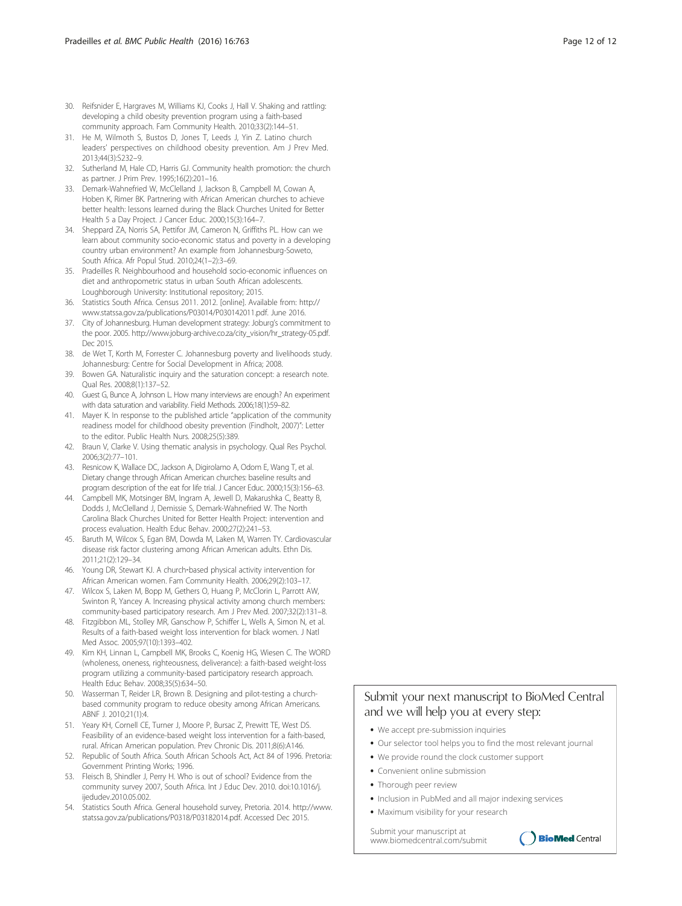30. Reifsnider E, Hargraves M, Williams KJ, Cooks J, Hall V. Shaking and rattling: developing a child obesity prevention program using a faith-based community approach. Fam Community Health. 2010;33(2):144–51.
31. He M, Wilmoth S, Bustos D, Jones T, Leeds J, Yin Z. Latino church leaders' perspectives on childhood obesity prevention. Am J Prev Med. 2013;44(3):S232–9.
32. Sutherland M, Hale CD, Harris GJ. Community health promotion: the church as partner. J Prim Prev. 1995;16(2):201–16.
33. Demark-Wahnefried W, McClelland J, Jackson B, Campbell M, Cowan A, Hoben K, Rimer BK. Partnering with African American churches to achieve better health: lessons learned during the Black Churches United for Better Health 5 a Day Project. J Cancer Educ. 2000;15(3):164–7.
34. Sheppard ZA, Norris SA, Pettifor JM, Cameron N, Griffiths PL. How can we learn about community socio-economic status and poverty in a developing country urban environment? An example from Johannesburg-Soweto, South Africa. Afr Popul Stud. 2010;24(1–2):3–69.
35. Pradeilles R. Neighbourhood and household socio-economic influences on diet and anthropometric status in urban South African adolescents. Loughborough University: Institutional repository; 2015.
36. Statistics South Africa. Census 2011. 2012. [online]. Available from: http://www.statssa.gov.za/publications/P03014/P030142011.pdf. June 2016.
37. City of Johannesburg. Human development strategy: Joburg's commitment to the poor. 2005. http://www.joburg-archive.co.za/city_vision/hr_strategy-05.pdf. Dec 2015.
38. de Wet T, Korth M, Forrester C. Johannesburg poverty and livelihoods study. Johannesburg: Centre for Social Development in Africa; 2008.
39. Bowen GA. Naturalistic inquiry and the saturation concept: a research note. Qual Res. 2008;8(1):137–52.
40. Guest G, Bunce A, Johnson L. How many interviews are enough? An experiment with data saturation and variability. Field Methods. 2006;18(1):59–82.
41. Mayer K. In response to the published article "application of the community readiness model for childhood obesity prevention (Findholt, 2007)": Letter to the editor. Public Health Nurs. 2008;25(5):389.
42. Braun V, Clarke V. Using thematic analysis in psychology. Qual Res Psychol. 2006;3(2):77–101.
43. Resnicow K, Wallace DC, Jackson A, Digirolamo A, Odom E, Wang T, et al. Dietary change through African American churches: baseline results and program description of the eat for life trial. J Cancer Educ. 2000;15(3):156–63.
44. Campbell MK, Motsinger BM, Ingram A, Jewell D, Makarushka C, Beatty B, Dodds J, McClelland J, Demissie S, Demark-Wahnefried W. The North Carolina Black Churches United for Better Health Project: intervention and process evaluation. Health Educ Behav. 2000;27(2):241–53.
45. Baruth M, Wilcox S, Egan BM, Dowda M, Laken M, Warren TY. Cardiovascular disease risk factor clustering among African American adults. Ethn Dis. 2011;21(2):129–34.
46. Young DR, Stewart KJ. A church-based physical activity intervention for African American women. Fam Community Health. 2006;29(2):103–17.
47. Wilcox S, Laken M, Bopp M, Gethers O, Huang P, McClorin L, Parrott AW, Swinton R, Yancey A. Increasing physical activity among church members: community-based participatory research. Am J Prev Med. 2007;32(2):131–8.
48. Fitzgibbon ML, Stolley MR, Ganschow P, Schiffer L, Wells A, Simon N, et al. Results of a faith-based weight loss intervention for black women. J Natl Med Assoc. 2005;97(10):1393–402.
49. Kim KH, Linnan L, Campbell MK, Brooks C, Koenig HG, Wiesen C. The WORD (wholeness, oneness, righteousness, deliverance): a faith-based weight-loss program utilizing a community-based participatory research approach. Health Educ Behav. 2008;35(5):634–50.
50. Wasserman T, Reider LR, Brown B. Designing and pilot-testing a church-based community program to reduce obesity among African Americans. ABNF J. 2010;21(1):4.
51. Yeary KH, Cornell CE, Turner J, Moore P, Bursac Z, Prewitt TE, West DS. Feasibility of an evidence-based weight loss intervention for a faith-based, rural. African American population. Prev Chronic Dis. 2011;8(6):A146.
52. Republic of South Africa. South African Schools Act, Act 84 of 1996. Pretoria: Government Printing Works; 1996.
53. Fleisch B, Shindler J, Perry H. Who is out of school? Evidence from the community survey 2007, South Africa. Int J Educ Dev. 2010. doi:10.1016/j.ijedudev.2010.05.002.
54. Statistics South Africa. General household survey, Pretoria. 2014. http://www.statssa.gov.za/publications/P0318/P03182014.pdf. Accessed Dec 2015.

Submit your next manuscript to BioMed Central and we will help you at every step:

- We accept pre-submission inquiries
- Our selector tool helps you to find the most relevant journal
- We provide round the clock customer support
- Convenient online submission
- Thorough peer review
- Inclusion in PubMed and all major indexing services
- Maximum visibility for your research

Submit your manuscript at
www.biomedcentral.com/submit

BioMed Central